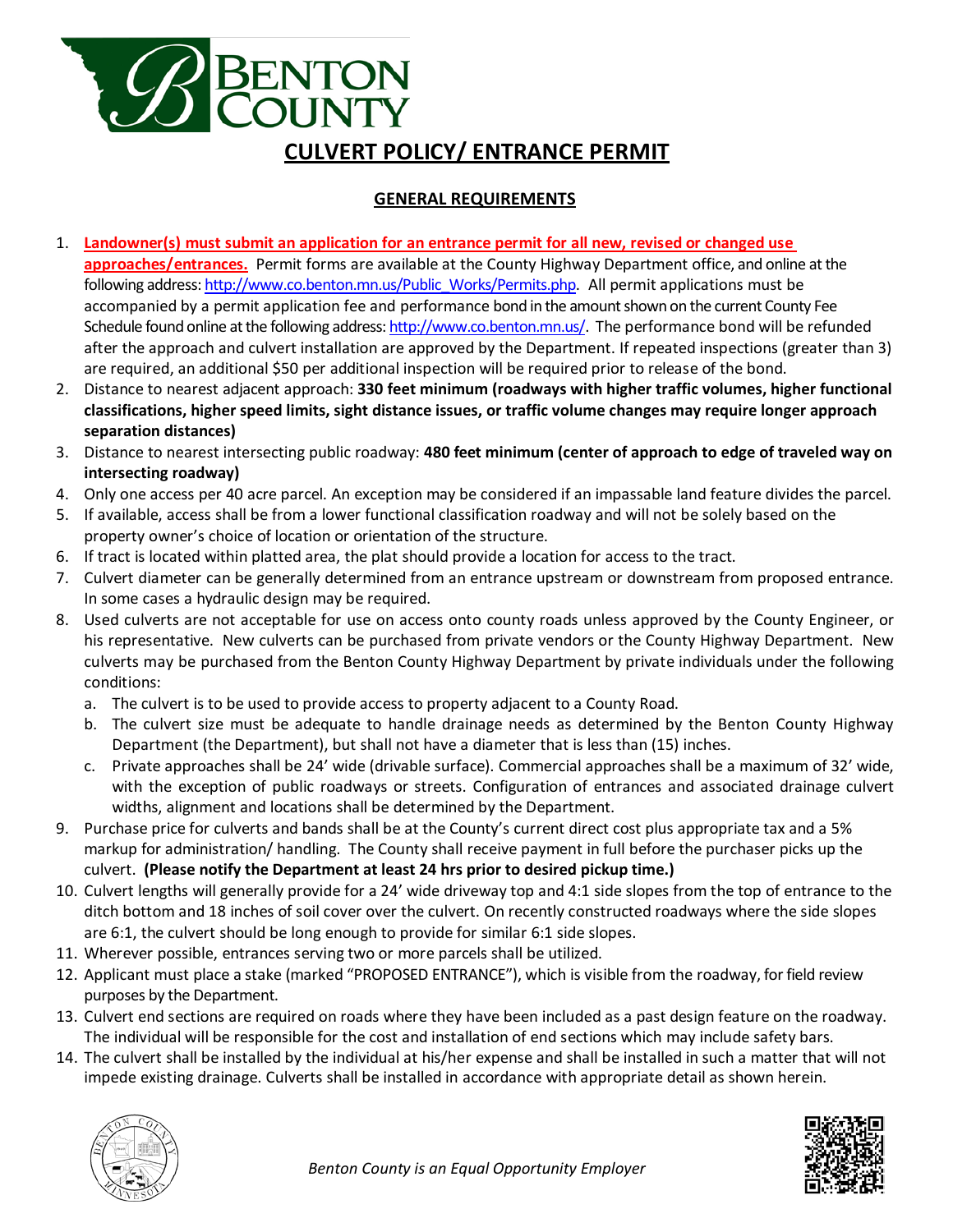# BENTON COUNTY

## CULVERT POLICY/ ENTRANCE PERMIT

### GENERAL REQUIREMENTS

1. **Landowner(s) must submit an application for an entrance permit for all new, revised or changed use approaches/entrances.** Permit forms are available at the County Highway Department office, and online at the following address: http://www.co.benton.mn.us/Public_Works/Permits.php. All permit applications must be accompanied by a permit application fee and performance bond in the amount shown on the current County Fee Schedule found online at the following address: http://www.co.benton.mn.us/. The performance bond will be refunded after the approach and culvert installation are approved by the Department. If repeated inspections (greater than 3) are required, an additional $50 per additional inspection will be required prior to release of the bond.
2. Distance to nearest adjacent approach: **330 feet minimum (roadways with higher traffic volumes, higher functional classifications, higher speed limits, sight distance issues, or traffic volume changes may require longer approach separation distances)**
3. Distance to nearest intersecting public roadway: **480 feet minimum (center of approach to edge of traveled way on intersecting roadway)**
4. Only one access per 40 acre parcel. An exception may be considered if an impassable land feature divides the parcel.
5. If available, access shall be from a lower functional classification roadway and will not be solely based on the property owner's choice of location or orientation of the structure.
6. If tract is located within platted area, the plat should provide a location for access to the tract.
7. Culvert diameter can be generally determined from an entrance upstream or downstream from proposed entrance. In some cases a hydraulic design may be required.
8. Used culverts are not acceptable for use on access onto county roads unless approved by the County Engineer, or his representative. New culverts can be purchased from private vendors or the County Highway Department. New culverts may be purchased from the Benton County Highway Department by private individuals under the following conditions:
   a. The culvert is to be used to provide access to property adjacent to a County Road.
   b. The culvert size must be adequate to handle drainage needs as determined by the Benton County Highway Department (the Department), but shall not have a diameter that is less than (15) inches.
   c. Private approaches shall be 24' wide (drivable surface). Commercial approaches shall be a maximum of 32' wide, with the exception of public roadways or streets. Configuration of entrances and associated drainage culvert widths, alignment and locations shall be determined by the Department.
9. Purchase price for culverts and bands shall be at the County's current direct cost plus appropriate tax and a 5% markup for administration/ handling. The County shall receive payment in full before the purchaser picks up the culvert. **(Please notify the Department at least 24 hrs prior to desired pickup time.)**
10. Culvert lengths will generally provide for a 24' wide driveway top and 4:1 side slopes from the top of entrance to the ditch bottom and 18 inches of soil cover over the culvert. On recently constructed roadways where the side slopes are 6:1, the culvert should be long enough to provide for similar 6:1 side slopes.
11. Wherever possible, entrances serving two or more parcels shall be utilized.
12. Applicant must place a stake (marked "PROPOSED ENTRANCE"), which is visible from the roadway, for field review purposes by the Department.
13. Culvert end sections are required on roads where they have been included as a past design feature on the roadway. The individual will be responsible for the cost and installation of end sections which may include safety bars.
14. The culvert shall be installed by the individual at his/her expense and shall be installed in such a matter that will not impede existing drainage. Culverts shall be installed in accordance with appropriate detail as shown herein.

*Benton County is an Equal Opportunity Employer*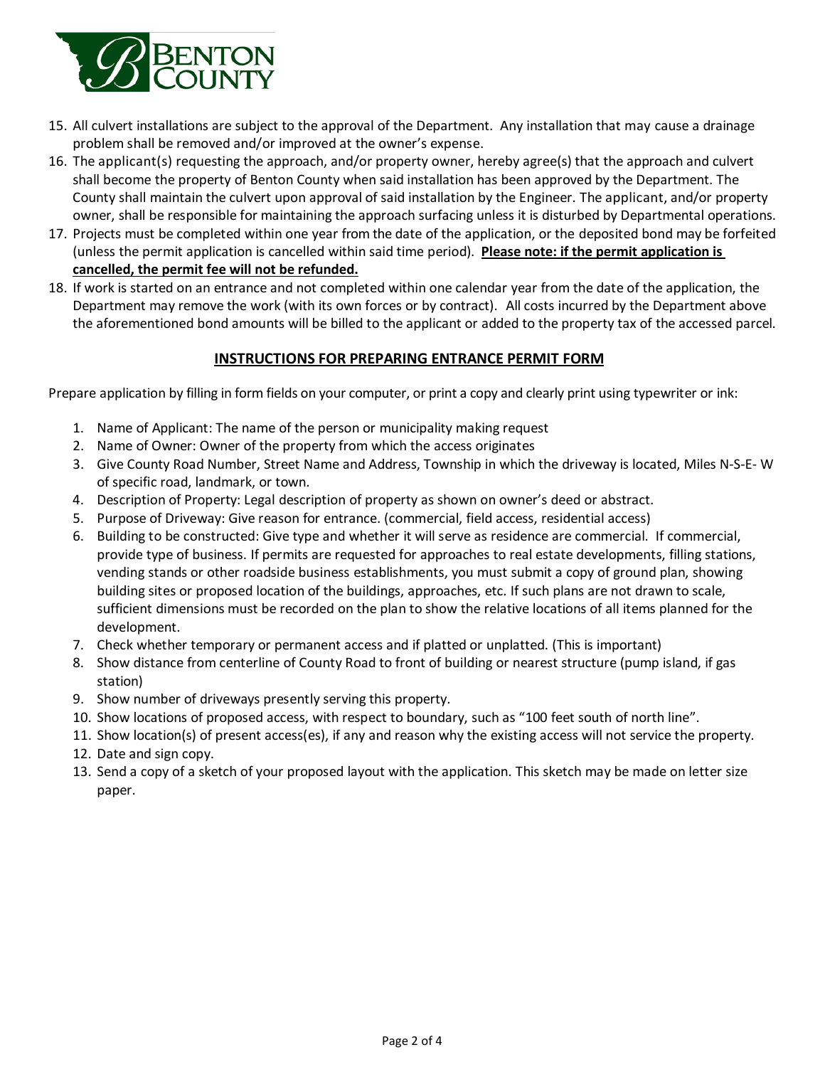15. All culvert installations are subject to the approval of the Department. Any installation that may cause a drainage problem shall be removed and/or improved at the owner's expense.
16. The applicant(s) requesting the approach, and/or property owner, hereby agree(s) that the approach and culvert shall become the property of Benton County when said installation has been approved by the Department. The County shall maintain the culvert upon approval of said installation by the Engineer. The applicant, and/or property owner, shall be responsible for maintaining the approach surfacing unless it is disturbed by Departmental operations.
17. Projects must be completed within one year from the date of the application, or the deposited bond may be forfeited (unless the permit application is cancelled within said time period). **<u>Please note: if the permit application is cancelled, the permit fee will not be refunded.</u>**
18. If work is started on an entrance and not completed within one calendar year from the date of the application, the Department may remove the work (with its own forces or by contract). All costs incurred by the Department above the aforementioned bond amounts will be billed to the applicant or added to the property tax of the accessed parcel.

## <u>INSTRUCTIONS FOR PREPARING ENTRANCE PERMIT FORM</u>

Prepare application by filling in form fields on your computer, or print a copy and clearly print using typewriter or ink:

1. Name of Applicant: The name of the person or municipality making request
2. Name of Owner: Owner of the property from which the access originates
3. Give County Road Number, Street Name and Address, Township in which the driveway is located, Miles N-S-E- W of specific road, landmark, or town.
4. Description of Property: Legal description of property as shown on owner's deed or abstract.
5. Purpose of Driveway: Give reason for entrance. (commercial, field access, residential access)
6. Building to be constructed: Give type and whether it will serve as residence are commercial. If commercial, provide type of business. If permits are requested for approaches to real estate developments, filling stations, vending stands or other roadside business establishments, you must submit a copy of ground plan, showing building sites or proposed location of the buildings, approaches, etc. If such plans are not drawn to scale, sufficient dimensions must be recorded on the plan to show the relative locations of all items planned for the development.
7. Check whether temporary or permanent access and if platted or unplatted. (This is important)
8. Show distance from centerline of County Road to front of building or nearest structure (pump island, if gas station)
9. Show number of driveways presently serving this property.
10. Show locations of proposed access, with respect to boundary, such as "100 feet south of north line".
11. Show location(s) of present access(es), if any and reason why the existing access will not service the property.
12. Date and sign copy.
13. Send a copy of a sketch of your proposed layout with the application. This sketch may be made on letter size paper.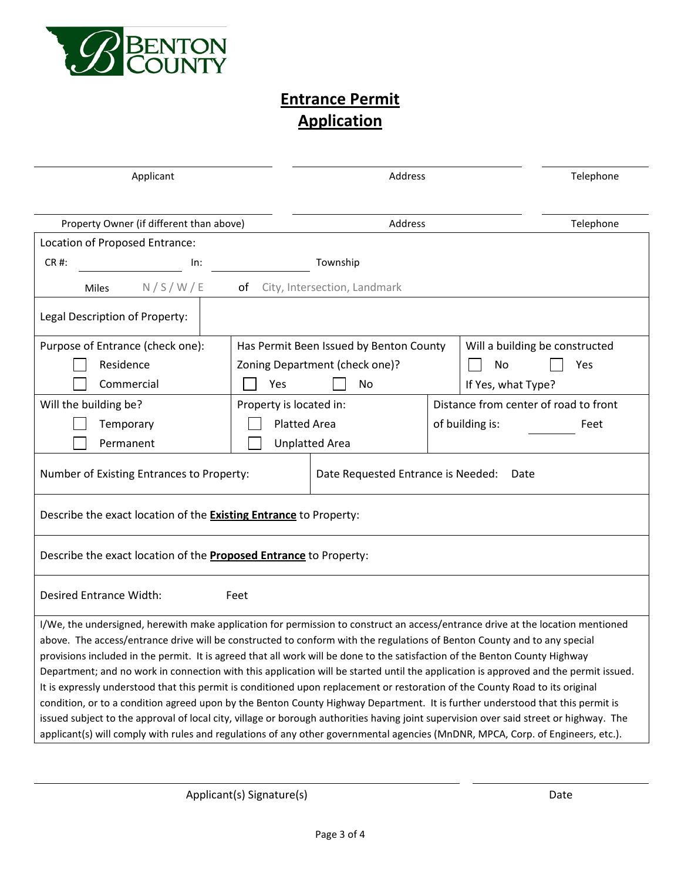BENTON COUNTY

# Entrance Permit Application

| Applicant | Address | Telephone |
|---|---|---|
| Property Owner (if different than above) | Address | Telephone |

Location of Proposed Entrance:

CR #: ____________ In: ____________ Township

Miles N / S / W / E of City, Intersection, Landmark

Legal Description of Property:

| Purpose of Entrance (check one): | Has Permit Been Issued by Benton County Zoning Department (check one)? | Will a building be constructed |
|---|---|---|
| ☐ Residence<br>☐ Commercial | ☐ Yes ☐ No | ☐ No ☐ Yes<br>If Yes, what Type? |

| Will the building be? | Property is located in: | Distance from center of road to front of building is: |
|---|---|---|
| ☐ Temporary<br>☐ Permanent | ☐ Platted Area<br>☐ Unplatted Area | ________ Feet |

| Number of Existing Entrances to Property: | Date Requested Entrance is Needed: Date |
|---|---|

Describe the exact location of the **<u>Existing Entrance</u>** to Property:

Describe the exact location of the **<u>Proposed Entrance</u>** to Property:

Desired Entrance Width: Feet

I/We, the undersigned, herewith make application for permission to construct an access/entrance drive at the location mentioned above. The access/entrance drive will be constructed to conform with the regulations of Benton County and to any special provisions included in the permit. It is agreed that all work will be done to the satisfaction of the Benton County Highway Department; and no work in connection with this application will be started until the application is approved and the permit issued. It is expressly understood that this permit is conditioned upon replacement or restoration of the County Road to its original condition, or to a condition agreed upon by the Benton County Highway Department. It is further understood that this permit is issued subject to the approval of local city, village or borough authorities having joint supervision over said street or highway. The applicant(s) will comply with rules and regulations of any other governmental agencies (MnDNR, MPCA, Corp. of Engineers, etc.).

______________________________________ ______________

Applicant(s) Signature(s) Date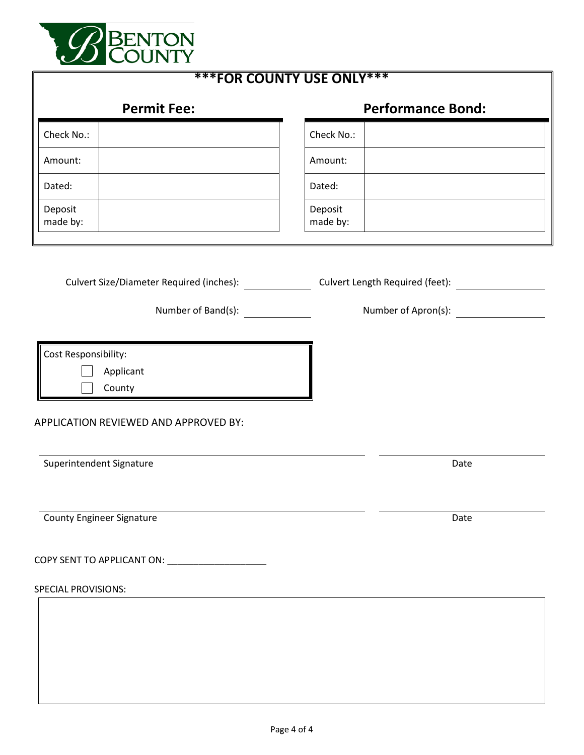**BENTON COUNTY**

## ***FOR COUNTY USE ONLY***

### Permit Fee:

| | |
|---|---|
| Check No.: | |
| Amount: | |
| Dated: | |
| Deposit made by: | |

### Performance Bond:

| | |
|---|---|
| Check No.: | |
| Amount: | |
| Dated: | |
| Deposit made by: | |

Culvert Size/Diameter Required (inches): ____________ Culvert Length Required (feet): ____________

Number of Band(s): ____________ Number of Apron(s): ____________

Cost Responsibility:

- ☐ Applicant
- ☐ County

APPLICATION REVIEWED AND APPROVED BY:

_______________________________________ _______________

Superintendent Signature Date

_______________________________________ _______________

County Engineer Signature Date

COPY SENT TO APPLICANT ON: ___________________

SPECIAL PROVISIONS:

| |
|---|
| |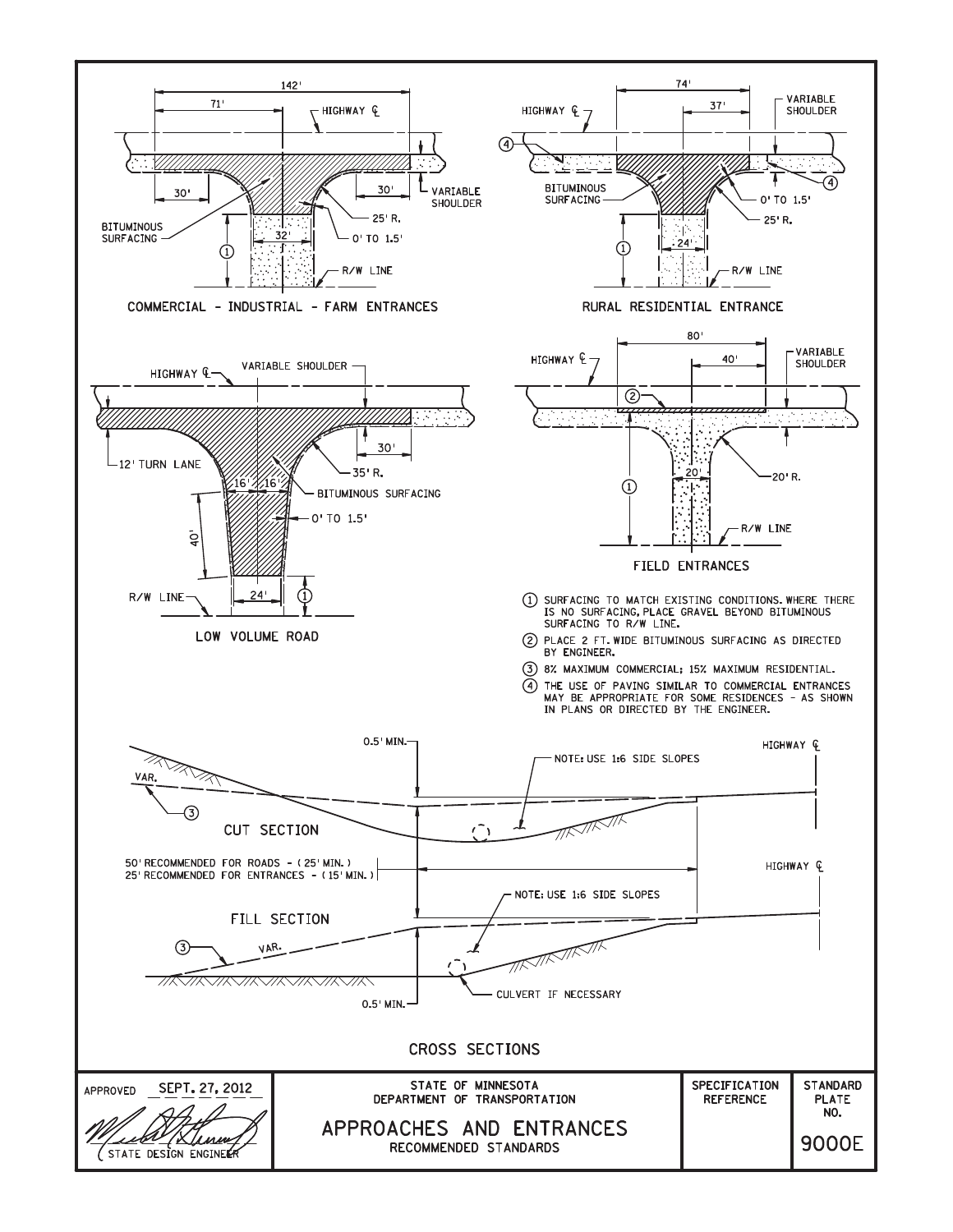## COMMERCIAL - INDUSTRIAL - FARM ENTRANCES

142'
71'
HIGHWAY ℄
VARIABLE SHOULDER
30'
30'
25' R.
0' TO 1.5'
BITUMINOUS SURFACING
32'
①
R/W LINE

## RURAL RESIDENTIAL ENTRANCE

74'
37'
HIGHWAY ℄
VARIABLE SHOULDER
④
④
BITUMINOUS SURFACING
0' TO 1.5'
25' R.
24'
①
R/W LINE

## LOW VOLUME ROAD

HIGHWAY ℄
VARIABLE SHOULDER
12' TURN LANE
30'
35' R.
16'
16'
BITUMINOUS SURFACING
0' TO 1.5'
40'
24'
R/W LINE
①

## FIELD ENTRANCES

80'
40'
HIGHWAY ℄
VARIABLE SHOULDER
②
20'
20' R.
①
R/W LINE

① SURFACING TO MATCH EXISTING CONDITIONS. WHERE THERE IS NO SURFACING, PLACE GRAVEL BEYOND BITUMINOUS SURFACING TO R/W LINE.

② PLACE 2 FT. WIDE BITUMINOUS SURFACING AS DIRECTED BY ENGINEER.

③ 8% MAXIMUM COMMERCIAL; 15% MAXIMUM RESIDENTIAL.

④ THE USE OF PAVING SIMILAR TO COMMERCIAL ENTRANCES MAY BE APPROPRIATE FOR SOME RESIDENCES - AS SHOWN IN PLANS OR DIRECTED BY THE ENGINEER.

## CROSS SECTIONS

CUT SECTION
0.5' MIN.
VAR.
③
NOTE: USE 1:6 SIDE SLOPES
HIGHWAY ℄

50' RECOMMENDED FOR ROADS - (25' MIN.)
25' RECOMMENDED FOR ENTRANCES - (15' MIN.)

FILL SECTION
HIGHWAY ℄
NOTE: USE 1:6 SIDE SLOPES
③
VAR.
CULVERT IF NECESSARY
0.5' MIN.

| APPROVED SEPT. 27, 2012 | STATE OF MINNESOTA DEPARTMENT OF TRANSPORTATION | SPECIFICATION REFERENCE | STANDARD PLATE NO. |
|---|---|---|---|
| STATE DESIGN ENGINEER | APPROACHES AND ENTRANCES RECOMMENDED STANDARDS | | 9000E |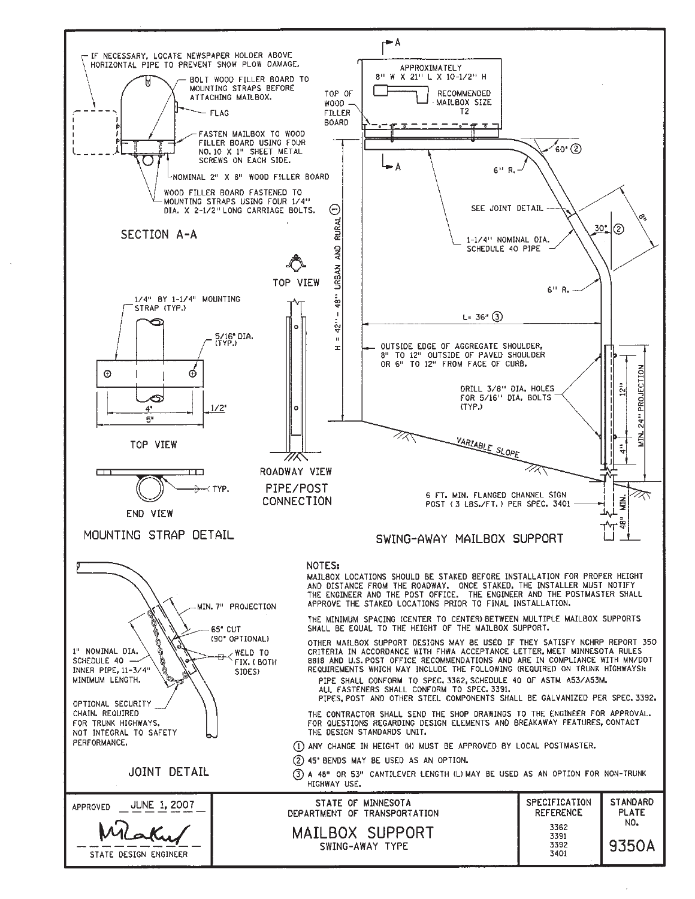IF NECESSARY, LOCATE NEWSPAPER HOLDER ABOVE HORIZONTAL PIPE TO PREVENT SNOW PLOW DAMAGE.

BOLT WOOD FILLER BOARD TO MOUNTING STRAPS BEFORE ATTACHING MAILBOX.

FLAG

FASTEN MAILBOX TO WOOD FILLER BOARD USING FOUR NO. 10 X 1" SHEET METAL SCREWS ON EACH SIDE.

NOMINAL 2" X 8" WOOD FILLER BOARD

WOOD FILLER BOARD FASTENED TO MOUNTING STRAPS USING FOUR 1/4" DIA. X 2-1/2" LONG CARRIAGE BOLTS.

## SECTION A-A

1/4" BY 1-1/4" MOUNTING STRAP (TYP.)

5/16" DIA. (TYP.)

4"

5"

1/2"

TOP VIEW

TYP.

END VIEW

## MOUNTING STRAP DETAIL

TOP VIEW

ROADWAY VIEW

## PIPE/POST CONNECTION

A

APPROXIMATELY 8" W X 21" L X 10-1/2" H

RECOMMENDED MAILBOX SIZE T2

TOP OF WOOD FILLER BOARD

A

60° ②

6" R.

SEE JOINT DETAIL

8"

30° ②

1-1/4" NOMINAL DIA. SCHEDULE 40 PIPE

6" R.

H = 42" - 48" URBAN AND RURAL ①

L= 36" ③

OUTSIDE EDGE OF AGGREGATE SHOULDER, 8" TO 12" OUTSIDE OF PAVED SHOULDER OR 6" TO 12" FROM FACE OF CURB.

DRILL 3/8" DIA. HOLES FOR 5/16" DIA. BOLTS (TYP.)

12"

4"

MIN. 24" PROJECTION

VARIABLE SLOPE

6 FT. MIN. FLANGED CHANNEL SIGN POST (3 LBS./FT.) PER SPEC. 3401

48" MIN.

## SWING-AWAY MAILBOX SUPPORT

MIN. 7" PROJECTION

65° CUT (90° OPTIONAL)

1" NOMINAL DIA. SCHEDULE 40 INNER PIPE, 11-3/4" MINIMUM LENGTH.

WELD TO FIX. (BOTH SIDES)

OPTIONAL SECURITY CHAIN. REQUIRED FOR TRUNK HIGHWAYS, NOT INTEGRAL TO SAFETY PERFORMANCE.

## JOINT DETAIL

## NOTES:

MAILBOX LOCATIONS SHOULD BE STAKED BEFORE INSTALLATION FOR PROPER HEIGHT AND DISTANCE FROM THE ROADWAY. ONCE STAKED, THE INSTALLER MUST NOTIFY THE ENGINEER AND THE POST OFFICE. THE ENGINEER AND THE POSTMASTER SHALL APPROVE THE STAKED LOCATIONS PRIOR TO FINAL INSTALLATION.

THE MINIMUM SPACING (CENTER TO CENTER) BETWEEN MULTIPLE MAILBOX SUPPORTS SHALL BE EQUAL TO THE HEIGHT OF THE MAILBOX SUPPORT.

OTHER MAILBOX SUPPORT DESIGNS MAY BE USED IF THEY SATISFY NCHRP REPORT 350 CRITERIA IN ACCORDANCE WITH FHWA ACCEPTANCE LETTER, MEET MINNESOTA RULES 8818 AND U.S. POST OFFICE RECOMMENDATIONS AND ARE IN COMPLIANCE WITH MN/DOT REQUIREMENTS WHICH MAY INCLUDE THE FOLLOWING (REQUIRED ON TRUNK HIGHWAYS):

- PIPE SHALL CONFORM TO SPEC. 3362, SCHEDULE 40 OF ASTM A53/A53M.
- ALL FASTENERS SHALL CONFORM TO SPEC. 3391.
- PIPES, POST AND OTHER STEEL COMPONENTS SHALL BE GALVANIZED PER SPEC. 3392.

THE CONTRACTOR SHALL SEND THE SHOP DRAWINGS TO THE ENGINEER FOR APPROVAL. FOR QUESTIONS REGARDING DESIGN ELEMENTS AND BREAKAWAY FEATURES, CONTACT THE DESIGN STANDARDS UNIT.

① ANY CHANGE IN HEIGHT (H) MUST BE APPROVED BY LOCAL POSTMASTER.

② 45° BENDS MAY BE USED AS AN OPTION.

③ A 48" OR 53" CANTILEVER LENGTH (L) MAY BE USED AS AN OPTION FOR NON-TRUNK HIGHWAY USE.

| | | | |
|---|---|---|---|
| APPROVED JUNE 1, 2007 <br> STATE DESIGN ENGINEER | STATE OF MINNESOTA DEPARTMENT OF TRANSPORTATION <br> **MAILBOX SUPPORT** <br> SWING-AWAY TYPE | SPECIFICATION REFERENCE <br> 3362 <br> 3391 <br> 3392 <br> 3401 | STANDARD PLATE NO. <br> **9350A** |